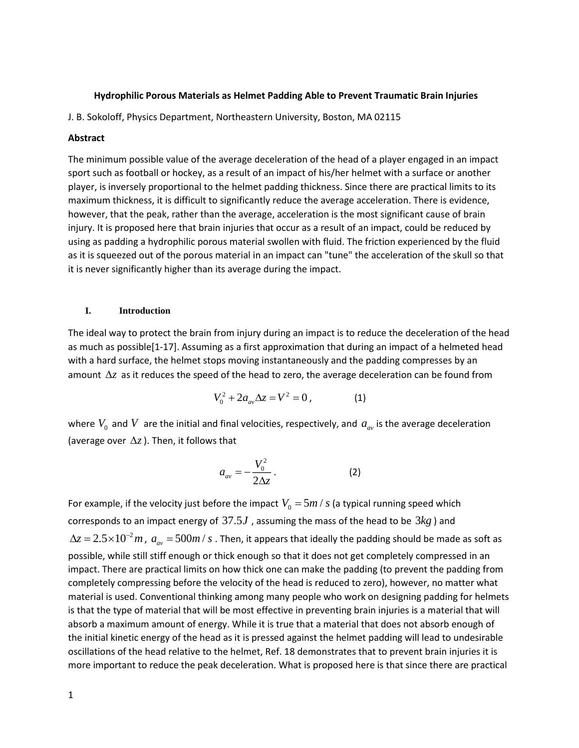# Hydrophilic Porous Materials as Helmet Padding Able to Prevent Traumatic Brain Injuries

J. B. Sokoloff, Physics Department, Northeastern University, Boston, MA 02115

**Abstract**

The minimum possible value of the average deceleration of the head of a player engaged in an impact sport such as football or hockey, as a result of an impact of his/her helmet with a surface or another player, is inversely proportional to the helmet padding thickness. Since there are practical limits to its maximum thickness, it is difficult to significantly reduce the average acceleration. There is evidence, however, that the peak, rather than the average, acceleration is the most significant cause of brain injury. It is proposed here that brain injuries that occur as a result of an impact, could be reduced by using as padding a hydrophilic porous material swollen with fluid. The friction experienced by the fluid as it is squeezed out of the porous material in an impact can "tune" the acceleration of the skull so that it is never significantly higher than its average during the impact.

## I. Introduction

The ideal way to protect the brain from injury during an impact is to reduce the deceleration of the head as much as possible[1-17]. Assuming as a first approximation that during an impact of a helmeted head with a hard surface, the helmet stops moving instantaneously and the padding compresses by an amount $\Delta z$ as it reduces the speed of the head to zero, the average deceleration can be found from

$$V_0^2 + 2a_{av}\Delta z = V^2 = 0 , \qquad (1)$$

where $V_0$ and $V$ are the initial and final velocities, respectively, and $a_{av}$ is the average deceleration (average over $\Delta z$). Then, it follows that

$$a_{av} = -\frac{V_0^2}{2\Delta z} . \qquad (2)$$

For example, if the velocity just before the impact $V_0 = 5m/s$ (a typical running speed which corresponds to an impact energy of $37.5J$, assuming the mass of the head to be $3kg$) and $\Delta z = 2.5\times10^{-2}m$, $a_{av} = 500m/s$. Then, it appears that ideally the padding should be made as soft as possible, while still stiff enough or thick enough so that it does not get completely compressed in an impact. There are practical limits on how thick one can make the padding (to prevent the padding from completely compressing before the velocity of the head is reduced to zero), however, no matter what material is used. Conventional thinking among many people who work on designing padding for helmets is that the type of material that will be most effective in preventing brain injuries is a material that will absorb a maximum amount of energy. While it is true that a material that does not absorb enough of the initial kinetic energy of the head as it is pressed against the helmet padding will lead to undesirable oscillations of the head relative to the helmet, Ref. 18 demonstrates that to prevent brain injuries it is more important to reduce the peak deceleration. What is proposed here is that since there are practical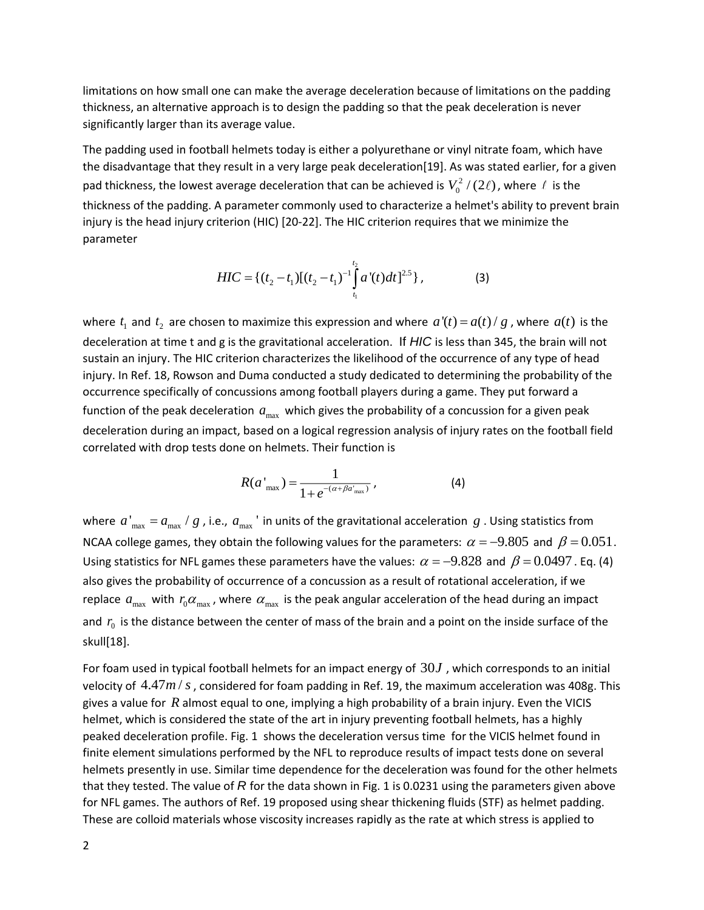limitations on how small one can make the average deceleration because of limitations on the padding thickness, an alternative approach is to design the padding so that the peak deceleration is never significantly larger than its average value.

The padding used in football helmets today is either a polyurethane or vinyl nitrate foam, which have the disadvantage that they result in a very large peak deceleration[19]. As was stated earlier, for a given pad thickness, the lowest average deceleration that can be achieved is $V_0^2/(2\ell)$, where $\ell$ is the thickness of the padding. A parameter commonly used to characterize a helmet's ability to prevent brain injury is the head injury criterion (HIC) [20-22]. The HIC criterion requires that we minimize the parameter

$$HIC = \{(t_2 - t_1)[(t_2 - t_1)^{-1} \int_{t_1}^{t_2} a'(t)dt]^{2.5}\}, \qquad (3)$$

where $t_1$ and $t_2$ are chosen to maximize this expression and where $a'(t) = a(t)/g$, where $a(t)$ is the deceleration at time t and g is the gravitational acceleration. If *HIC* is less than 345, the brain will not sustain an injury. The HIC criterion characterizes the likelihood of the occurrence of any type of head injury. In Ref. 18, Rowson and Duma conducted a study dedicated to determining the probability of the occurrence specifically of concussions among football players during a game. They put forward a function of the peak deceleration $a_{\max}$ which gives the probability of a concussion for a given peak deceleration during an impact, based on a logical regression analysis of injury rates on the football field correlated with drop tests done on helmets. Their function is

$$R(a'_{\max}) = \frac{1}{1 + e^{-(\alpha + \beta a'_{\max})}}, \qquad (4)$$

where $a'_{\max} = a_{\max}/g$, i.e., $a_{\max}'$ in units of the gravitational acceleration $g$. Using statistics from NCAA college games, they obtain the following values for the parameters: $\alpha = -9.805$ and $\beta = 0.051$. Using statistics for NFL games these parameters have the values: $\alpha = -9.828$ and $\beta = 0.0497$. Eq. (4) also gives the probability of occurrence of a concussion as a result of rotational acceleration, if we replace $a_{\max}$ with $r_0 \alpha_{\max}$, where $\alpha_{\max}$ is the peak angular acceleration of the head during an impact and $r_0$ is the distance between the center of mass of the brain and a point on the inside surface of the skull[18].

For foam used in typical football helmets for an impact energy of $30J$, which corresponds to an initial velocity of $4.47m/s$, considered for foam padding in Ref. 19, the maximum acceleration was 408g. This gives a value for $R$ almost equal to one, implying a high probability of a brain injury. Even the VICIS helmet, which is considered the state of the art in injury preventing football helmets, has a highly peaked deceleration profile. Fig. 1 shows the deceleration versus time for the VICIS helmet found in finite element simulations performed by the NFL to reproduce results of impact tests done on several helmets presently in use. Similar time dependence for the deceleration was found for the other helmets that they tested. The value of $R$ for the data shown in Fig. 1 is 0.0231 using the parameters given above for NFL games. The authors of Ref. 19 proposed using shear thickening fluids (STF) as helmet padding. These are colloid materials whose viscosity increases rapidly as the rate at which stress is applied to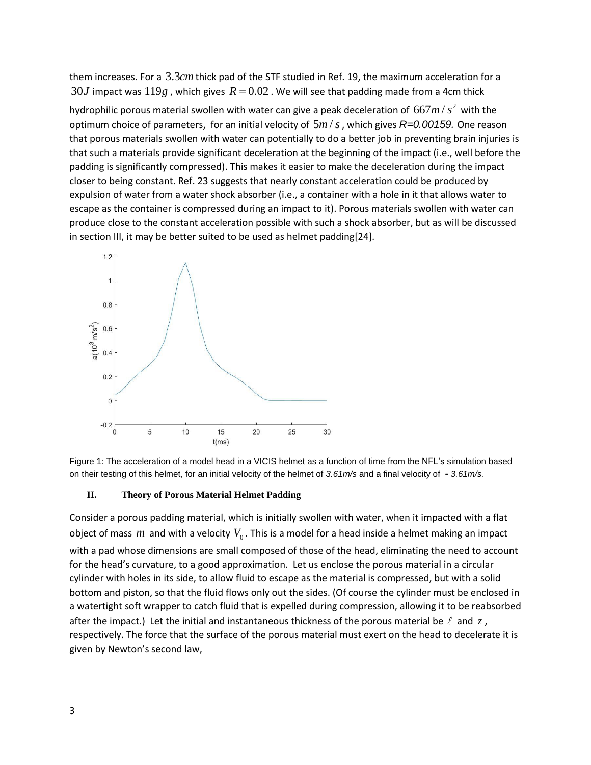them increases. For a $3.3cm$ thick pad of the STF studied in Ref. 19, the maximum acceleration for a $30J$ impact was $119g$, which gives $R = 0.02$. We will see that padding made from a 4cm thick hydrophilic porous material swollen with water can give a peak deceleration of $667m/s^2$ with the optimum choice of parameters, for an initial velocity of $5m/s$, which gives *R=0.00159.* One reason that porous materials swollen with water can potentially to do a better job in preventing brain injuries is that such a materials provide significant deceleration at the beginning of the impact (i.e., well before the padding is significantly compressed). This makes it easier to make the deceleration during the impact closer to being constant. Ref. 23 suggests that nearly constant acceleration could be produced by expulsion of water from a water shock absorber (i.e., a container with a hole in it that allows water to escape as the container is compressed during an impact to it). Porous materials swollen with water can produce close to the constant acceleration possible with such a shock absorber, but as will be discussed in section III, it may be better suited to be used as helmet padding[24].

Figure 1: The acceleration of a model head in a VICIS helmet as a function of time from the NFL's simulation based on their testing of this helmet, for an initial velocity of the helmet of *3.61m/s* and a final velocity of *- 3.61m/s.*

## II. Theory of Porous Material Helmet Padding

Consider a porous padding material, which is initially swollen with water, when it impacted with a flat object of mass $m$ and with a velocity $V_0$. This is a model for a head inside a helmet making an impact with a pad whose dimensions are small composed of those of the head, eliminating the need to account for the head's curvature, to a good approximation. Let us enclose the porous material in a circular cylinder with holes in its side, to allow fluid to escape as the material is compressed, but with a solid bottom and piston, so that the fluid flows only out the sides. (Of course the cylinder must be enclosed in a watertight soft wrapper to catch fluid that is expelled during compression, allowing it to be reabsorbed after the impact.) Let the initial and instantaneous thickness of the porous material be $\ell$ and $z$, respectively. The force that the surface of the porous material must exert on the head to decelerate it is given by Newton's second law,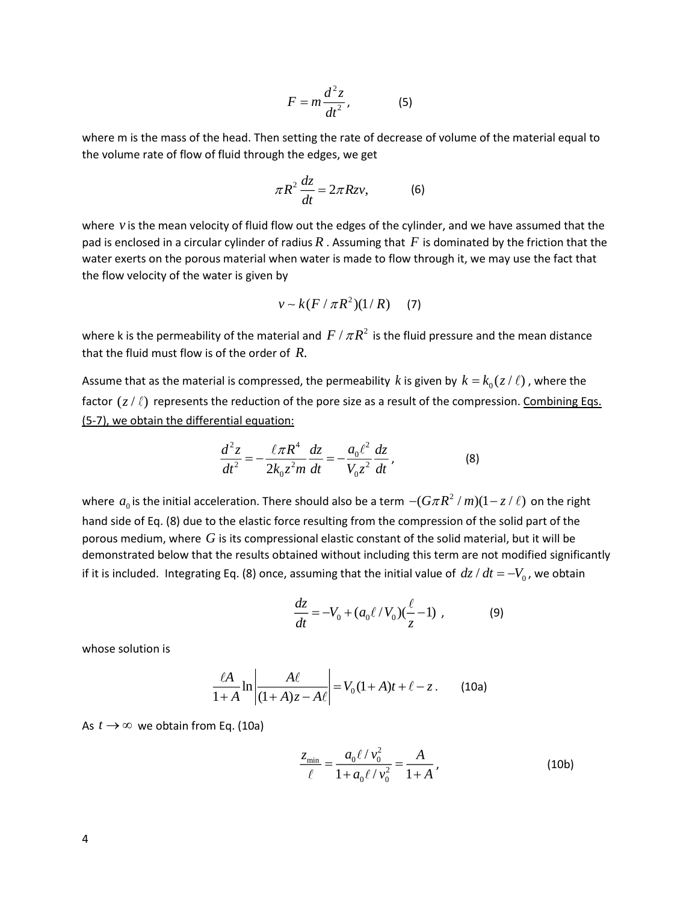$$F = m\frac{d^2 z}{dt^2}, \qquad (5)$$

where m is the mass of the head. Then setting the rate of decrease of volume of the material equal to the volume rate of flow of fluid through the edges, we get

$$\pi R^2 \frac{dz}{dt} = 2\pi R z v, \qquad (6)$$

where $v$ is the mean velocity of fluid flow out the edges of the cylinder, and we have assumed that the pad is enclosed in a circular cylinder of radius $R$. Assuming that $F$ is dominated by the friction that the water exerts on the porous material when water is made to flow through it, we may use the fact that the flow velocity of the water is given by

$$v \sim k(F/\pi R^2)(1/R) \qquad (7)$$

where k is the permeability of the material and $F/\pi R^2$ is the fluid pressure and the mean distance that the fluid must flow is of the order of $R$.

Assume that as the material is compressed, the permeability $k$ is given by $k = k_0(z/\ell)$, where the factor $(z/\ell)$ represents the reduction of the pore size as a result of the compression. Combining Eqs. (5-7), we obtain the differential equation:

$$\frac{d^2 z}{dt^2} = -\frac{\ell \pi R^4}{2k_0 z^2 m}\frac{dz}{dt} = -\frac{a_0 \ell^2}{V_0 z^2}\frac{dz}{dt}, \qquad (8)$$

where $a_0$ is the initial acceleration. There should also be a term $-(G\pi R^2/m)(1 - z/\ell)$ on the right hand side of Eq. (8) due to the elastic force resulting from the compression of the solid part of the porous medium, where $G$ is its compressional elastic constant of the solid material, but it will be demonstrated below that the results obtained without including this term are not modified significantly if it is included. Integrating Eq. (8) once, assuming that the initial value of $dz/dt = -V_0$, we obtain

$$\frac{dz}{dt} = -V_0 + (a_0 \ell / V_0)(\frac{\ell}{z} - 1), \qquad (9)$$

whose solution is

$$\frac{\ell A}{1+A}\ln\left|\frac{A\ell}{(1+A)z - A\ell}\right| = V_0(1+A)t + \ell - z. \qquad (10a)$$

As $t \to \infty$ we obtain from Eq. (10a)

$$\frac{z_{\min}}{\ell} = \frac{a_0 \ell / v_0^2}{1 + a_0 \ell / v_0^2} = \frac{A}{1+A}, \qquad (10b)$$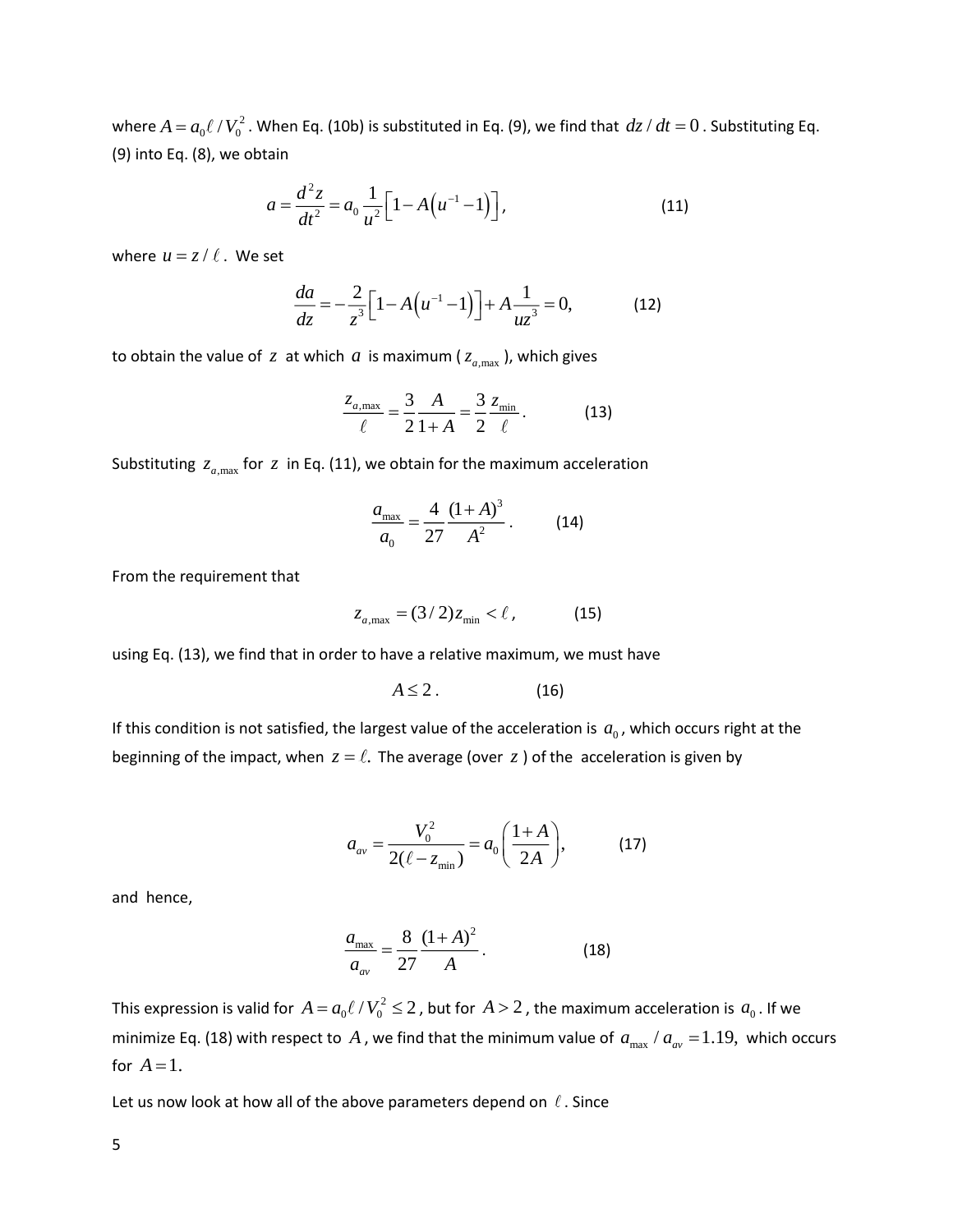where $A = a_0 \ell / V_0^2$. When Eq. (10b) is substituted in Eq. (9), we find that $dz/dt = 0$. Substituting Eq. (9) into Eq. (8), we obtain

$$a = \frac{d^2 z}{dt^2} = a_0 \frac{1}{u^2}\left[1 - A\left(u^{-1} - 1\right)\right], \qquad (11)$$

where $u = z/\ell$. We set

$$\frac{da}{dz} = -\frac{2}{z^3}\left[1 - A\left(u^{-1} - 1\right)\right] + A\frac{1}{uz^3} = 0, \qquad (12)$$

to obtain the value of $z$ at which $a$ is maximum ($z_{a,\max}$), which gives

$$\frac{z_{a,\max}}{\ell} = \frac{3}{2}\frac{A}{1+A} = \frac{3}{2}\frac{z_{\min}}{\ell}. \qquad (13)$$

Substituting $z_{a,\max}$ for $z$ in Eq. (11), we obtain for the maximum acceleration

$$\frac{a_{\max}}{a_0} = \frac{4}{27}\frac{(1+A)^3}{A^2}. \qquad (14)$$

From the requirement that

$$z_{a,\max} = (3/2) z_{\min} < \ell, \qquad (15)$$

using Eq. (13), we find that in order to have a relative maximum, we must have

$$A \le 2. \qquad (16)$$

If this condition is not satisfied, the largest value of the acceleration is $a_0$, which occurs right at the beginning of the impact, when $z = \ell$. The average (over $z$) of the acceleration is given by

$$a_{av} = \frac{V_0^2}{2(\ell - z_{\min})} = a_0\left(\frac{1+A}{2A}\right), \qquad (17)$$

and hence,

$$\frac{a_{\max}}{a_{av}} = \frac{8}{27}\frac{(1+A)^2}{A}. \qquad (18)$$

This expression is valid for $A = a_0 \ell / V_0^2 \le 2$, but for $A > 2$, the maximum acceleration is $a_0$. If we minimize Eq. (18) with respect to $A$, we find that the minimum value of $a_{\max}/a_{av} = 1.19$, which occurs for $A = 1$.

Let us now look at how all of the above parameters depend on $\ell$. Since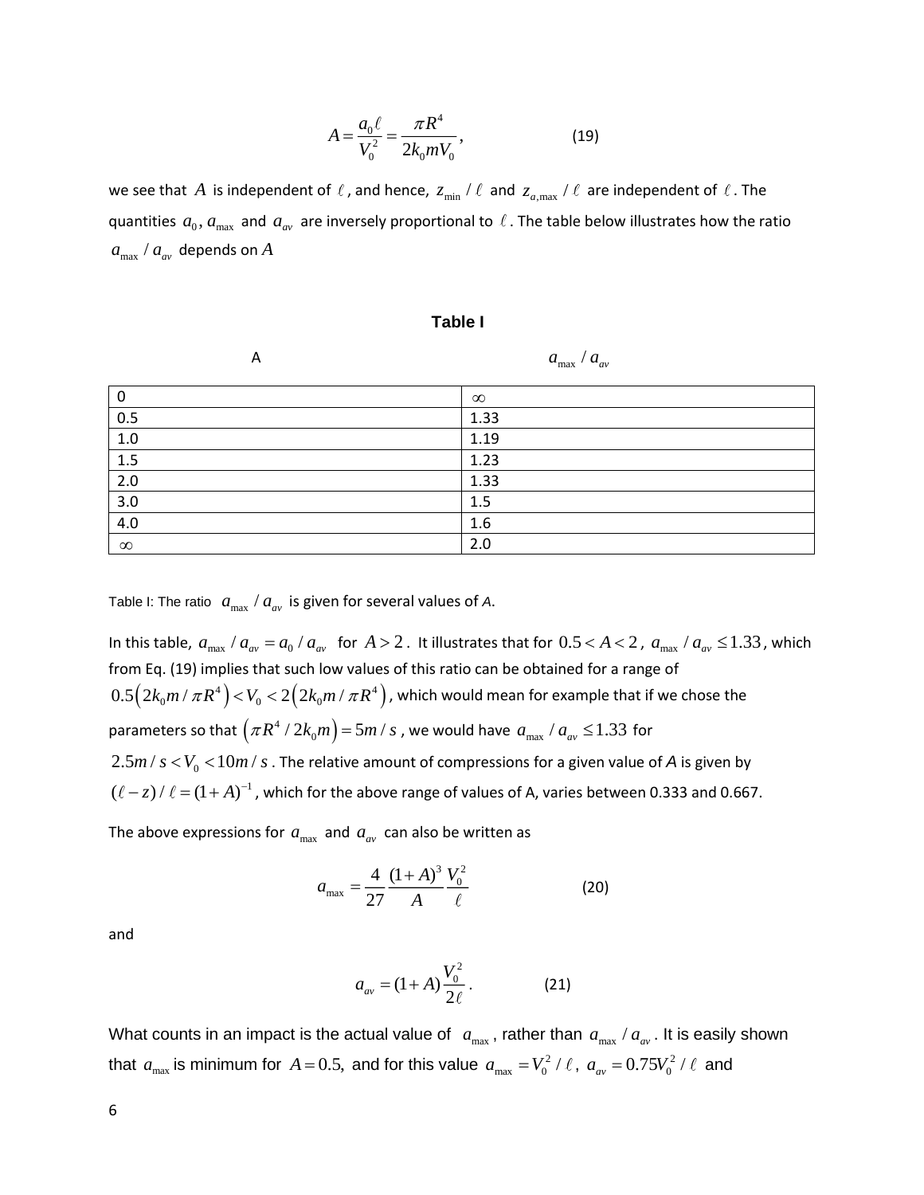$$A = \frac{a_0 \ell}{V_0^2} = \frac{\pi R^4}{2k_0 m V_0}, \qquad (19)$$

we see that $A$ is independent of $\ell$, and hence, $z_{\min}/\ell$ and $z_{a,\max}/\ell$ are independent of $\ell$. The quantities $a_0, a_{\max}$ and $a_{av}$ are inversely proportional to $\ell$. The table below illustrates how the ratio $a_{\max}/a_{av}$ depends on $A$

**Table I**

| A | $a_{\max}/a_{av}$ |
|---|---|
| 0 | $\infty$ |
| 0.5 | 1.33 |
| 1.0 | 1.19 |
| 1.5 | 1.23 |
| 2.0 | 1.33 |
| 3.0 | 1.5 |
| 4.0 | 1.6 |
| $\infty$ | 2.0 |

Table I: The ratio $a_{\max}/a_{av}$ is given for several values of *A*.

In this table, $a_{\max}/a_{av} = a_0/a_{av}$ for $A > 2$. It illustrates that for $0.5 < A < 2$, $a_{\max}/a_{av} \le 1.33$, which from Eq. (19) implies that such low values of this ratio can be obtained for a range of $0.5\left(2k_0 m/\pi R^4\right) < V_0 < 2\left(2k_0 m/\pi R^4\right)$, which would mean for example that if we chose the parameters so that $\left(\pi R^4/2k_0 m\right) = 5m/s$, we would have $a_{\max}/a_{av} \le 1.33$ for $2.5m/s < V_0 < 10m/s$. The relative amount of compressions for a given value of *A* is given by $(\ell - z)/\ell = (1+A)^{-1}$, which for the above range of values of A, varies between 0.333 and 0.667.

The above expressions for $a_{\max}$ and $a_{av}$ can also be written as

$$a_{\max} = \frac{4}{27}\frac{(1+A)^3}{A}\frac{V_0^2}{\ell} \qquad (20)$$

and

$$a_{av} = (1+A)\frac{V_0^2}{2\ell}. \qquad (21)$$

What counts in an impact is the actual value of $a_{\max}$, rather than $a_{\max}/a_{av}$. It is easily shown that $a_{\max}$ is minimum for $A = 0.5$, and for this value $a_{\max} = V_0^2/\ell$, $a_{av} = 0.75V_0^2/\ell$ and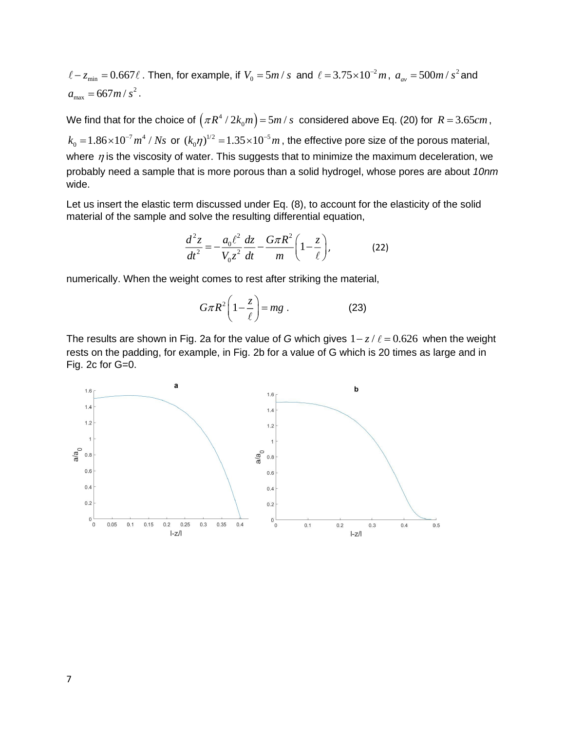$\ell - z_{\min} = 0.667\ell$. Then, for example, if $V_0 = 5m/s$ and $\ell = 3.75\times10^{-2}m$, $a_{av} = 500m/s^2$ and $a_{\max} = 667m/s^2$.

We find that for the choice of $\left(\pi R^4 / 2k_0 m\right) = 5m/s$ considered above Eq. (20) for $R = 3.65cm$, $k_0 = 1.86\times10^{-7} m^4/Ns$ or $(k_0\eta)^{1/2} = 1.35\times10^{-5}m$, the effective pore size of the porous material, where $\eta$ is the viscosity of water. This suggests that to minimize the maximum deceleration, we probably need a sample that is more porous than a solid hydrogel, whose pores are about *10nm* wide.

Let us insert the elastic term discussed under Eq. (8), to account for the elasticity of the solid material of the sample and solve the resulting differential equation,

$$\frac{d^2z}{dt^2} = -\frac{a_0\ell^2}{V_0 z^2}\frac{dz}{dt} - \frac{G\pi R^2}{m}\left(1-\frac{z}{\ell}\right), \qquad (22)$$

numerically. When the weight comes to rest after striking the material,

$$G\pi R^2\left(1-\frac{z}{\ell}\right) = mg\ . \qquad (23)$$

The results are shown in Fig. 2a for the value of *G* which gives $1 - z/\ell = 0.626$ when the weight rests on the padding, for example, in Fig. 2b for a value of G which is 20 times as large and in Fig. 2c for G=0.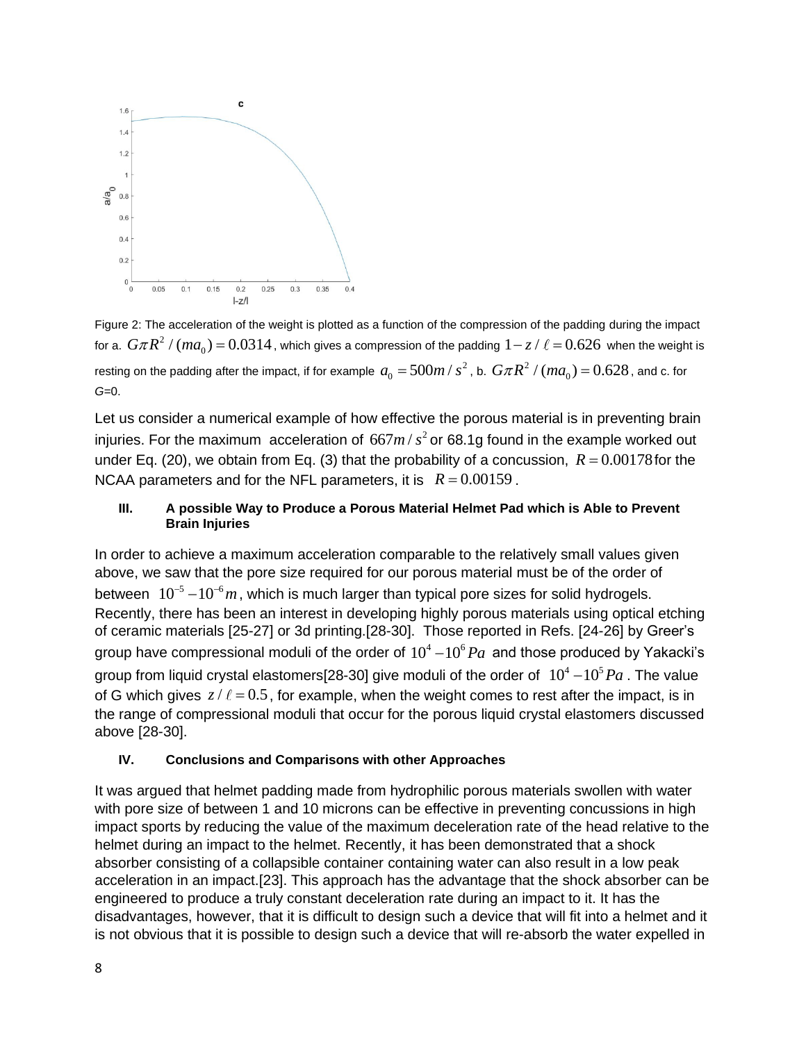Figure 2: The acceleration of the weight is plotted as a function of the compression of the padding during the impact for a. $G\pi R^2/(ma_0)=0.0314$, which gives a compression of the padding $1-z/\ell=0.626$ when the weight is resting on the padding after the impact, if for example $a_0=500m/s^2$, b. $G\pi R^2/(ma_0)=0.628$, and c. for $G$=0.

Let us consider a numerical example of how effective the porous material is in preventing brain injuries. For the maximum acceleration of $667m/s^2$ or 68.1g found in the example worked out under Eq. (20), we obtain from Eq. (3) that the probability of a concussion, $R=0.00178$ for the NCAA parameters and for the NFL parameters, it is $R=0.00159$.

### III. A possible Way to Produce a Porous Material Helmet Pad which is Able to Prevent Brain Injuries

In order to achieve a maximum acceleration comparable to the relatively small values given above, we saw that the pore size required for our porous material must be of the order of between $10^{-5}-10^{-6}m$, which is much larger than typical pore sizes for solid hydrogels. Recently, there has been an interest in developing highly porous materials using optical etching of ceramic materials [25-27] or 3d printing.[28-30]. Those reported in Refs. [24-26] by Greer's group have compressional moduli of the order of $10^4-10^6 Pa$ and those produced by Yakacki's group from liquid crystal elastomers[28-30] give moduli of the order of $10^4-10^5 Pa$. The value of G which gives $z/\ell=0.5$, for example, when the weight comes to rest after the impact, is in the range of compressional moduli that occur for the porous liquid crystal elastomers discussed above [28-30].

### IV. Conclusions and Comparisons with other Approaches

It was argued that helmet padding made from hydrophilic porous materials swollen with water with pore size of between 1 and 10 microns can be effective in preventing concussions in high impact sports by reducing the value of the maximum deceleration rate of the head relative to the helmet during an impact to the helmet. Recently, it has been demonstrated that a shock absorber consisting of a collapsible container containing water can also result in a low peak acceleration in an impact.[23]. This approach has the advantage that the shock absorber can be engineered to produce a truly constant deceleration rate during an impact to it. It has the disadvantages, however, that it is difficult to design such a device that will fit into a helmet and it is not obvious that it is possible to design such a device that will re-absorb the water expelled in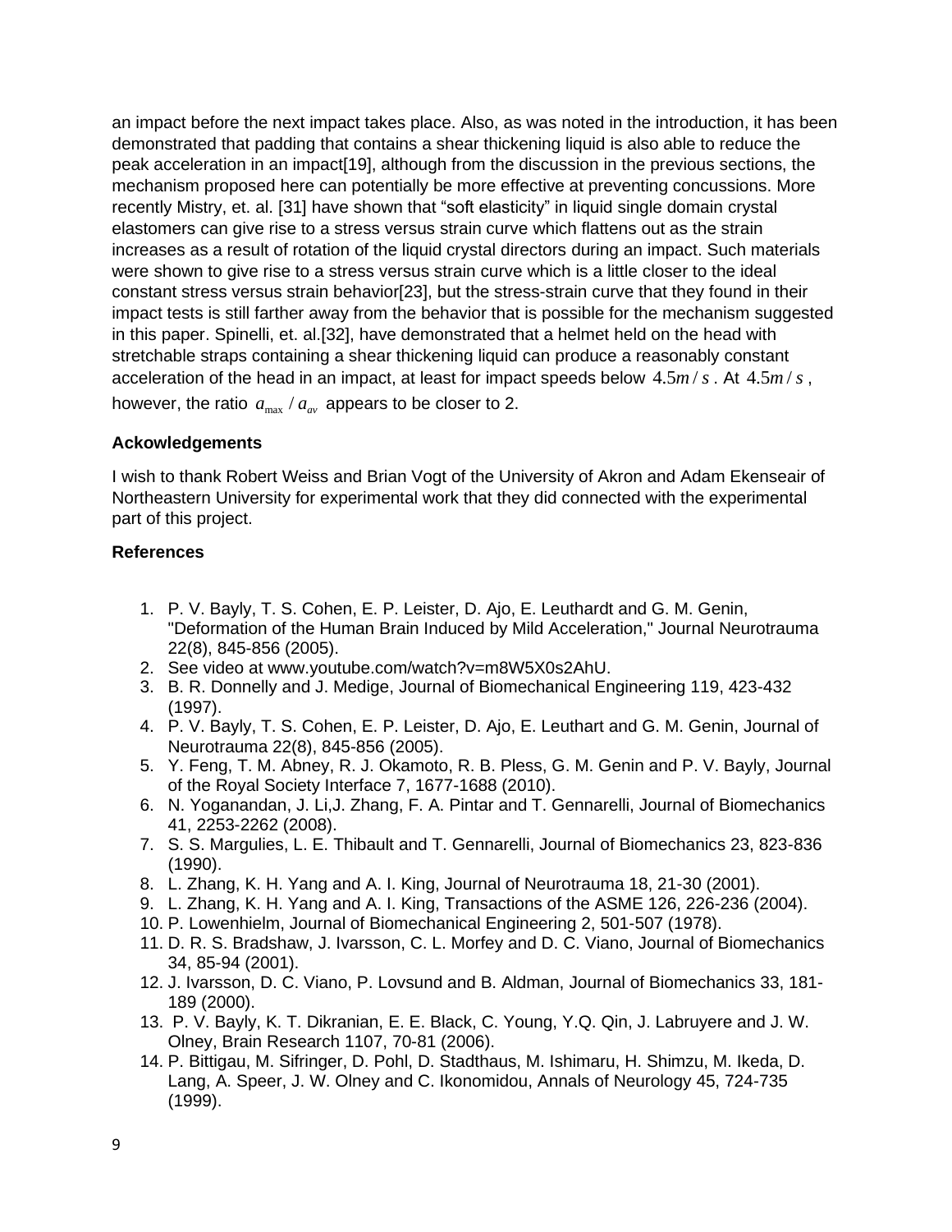an impact before the next impact takes place. Also, as was noted in the introduction, it has been demonstrated that padding that contains a shear thickening liquid is also able to reduce the peak acceleration in an impact[19], although from the discussion in the previous sections, the mechanism proposed here can potentially be more effective at preventing concussions. More recently Mistry, et. al. [31] have shown that "soft elasticity" in liquid single domain crystal elastomers can give rise to a stress versus strain curve which flattens out as the strain increases as a result of rotation of the liquid crystal directors during an impact. Such materials were shown to give rise to a stress versus strain curve which is a little closer to the ideal constant stress versus strain behavior[23], but the stress-strain curve that they found in their impact tests is still farther away from the behavior that is possible for the mechanism suggested in this paper. Spinelli, et. al.[32], have demonstrated that a helmet held on the head with stretchable straps containing a shear thickening liquid can produce a reasonably constant acceleration of the head in an impact, at least for impact speeds below $4.5 m/s$. At $4.5 m/s$, however, the ratio $a_{\max} / a_{av}$ appears to be closer to 2.

**Ackowledgements**

I wish to thank Robert Weiss and Brian Vogt of the University of Akron and Adam Ekenseair of Northeastern University for experimental work that they did connected with the experimental part of this project.

**References**

1. P. V. Bayly, T. S. Cohen, E. P. Leister, D. Ajo, E. Leuthardt and G. M. Genin, "Deformation of the Human Brain Induced by Mild Acceleration," Journal Neurotrauma 22(8), 845-856 (2005).
2. See video at www.youtube.com/watch?v=m8W5X0s2AhU.
3. B. R. Donnelly and J. Medige, Journal of Biomechanical Engineering 119, 423-432 (1997).
4. P. V. Bayly, T. S. Cohen, E. P. Leister, D. Ajo, E. Leuthart and G. M. Genin, Journal of Neurotrauma 22(8), 845-856 (2005).
5. Y. Feng, T. M. Abney, R. J. Okamoto, R. B. Pless, G. M. Genin and P. V. Bayly, Journal of the Royal Society Interface 7, 1677-1688 (2010).
6. N. Yoganandan, J. Li,J. Zhang, F. A. Pintar and T. Gennarelli, Journal of Biomechanics 41, 2253-2262 (2008).
7. S. S. Margulies, L. E. Thibault and T. Gennarelli, Journal of Biomechanics 23, 823-836 (1990).
8. L. Zhang, K. H. Yang and A. I. King, Journal of Neurotrauma 18, 21-30 (2001).
9. L. Zhang, K. H. Yang and A. I. King, Transactions of the ASME 126, 226-236 (2004).
10. P. Lowenhielm, Journal of Biomechanical Engineering 2, 501-507 (1978).
11. D. R. S. Bradshaw, J. Ivarsson, C. L. Morfey and D. C. Viano, Journal of Biomechanics 34, 85-94 (2001).
12. J. Ivarsson, D. C. Viano, P. Lovsund and B. Aldman, Journal of Biomechanics 33, 181-189 (2000).
13. P. V. Bayly, K. T. Dikranian, E. E. Black, C. Young, Y.Q. Qin, J. Labruyere and J. W. Olney, Brain Research 1107, 70-81 (2006).
14. P. Bittigau, M. Sifringer, D. Pohl, D. Stadthaus, M. Ishimaru, H. Shimzu, M. Ikeda, D. Lang, A. Speer, J. W. Olney and C. Ikonomidou, Annals of Neurology 45, 724-735 (1999).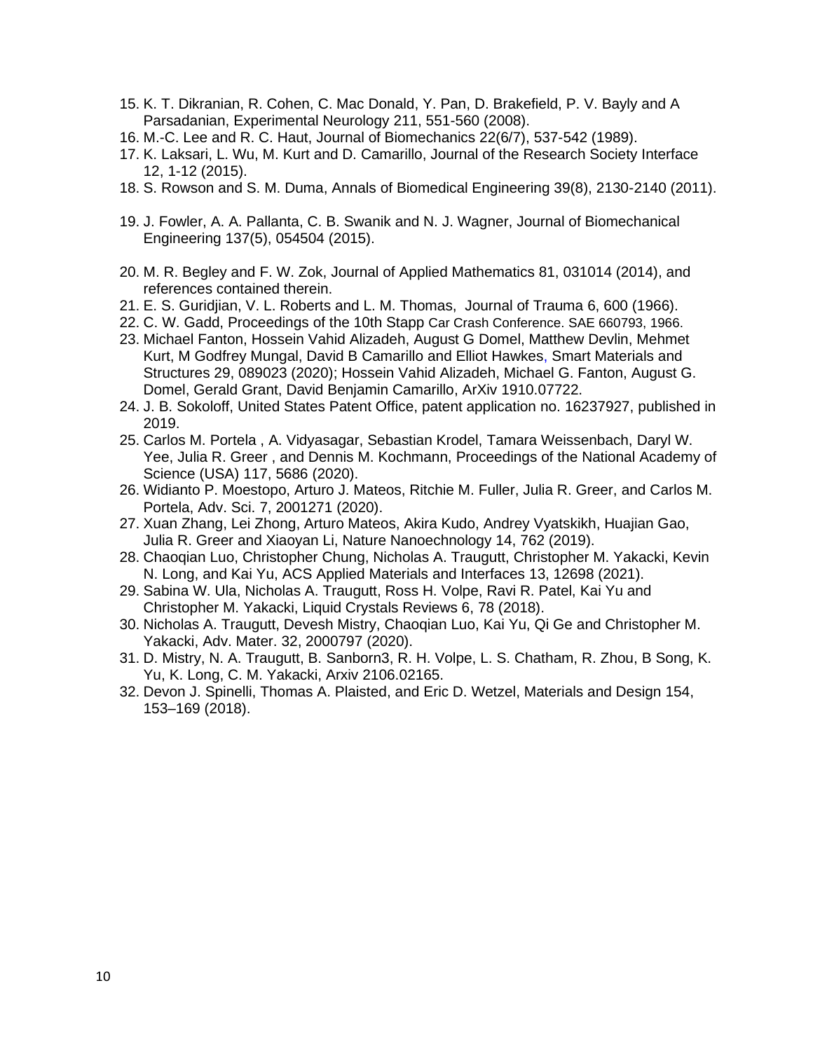15. K. T. Dikranian, R. Cohen, C. Mac Donald, Y. Pan, D. Brakefield, P. V. Bayly and A Parsadanian, Experimental Neurology 211, 551-560 (2008).
16. M.-C. Lee and R. C. Haut, Journal of Biomechanics 22(6/7), 537-542 (1989).
17. K. Laksari, L. Wu, M. Kurt and D. Camarillo, Journal of the Research Society Interface 12, 1-12 (2015).
18. S. Rowson and S. M. Duma, Annals of Biomedical Engineering 39(8), 2130-2140 (2011).
19. J. Fowler, A. A. Pallanta, C. B. Swanik and N. J. Wagner, Journal of Biomechanical Engineering 137(5), 054504 (2015).
20. M. R. Begley and F. W. Zok, Journal of Applied Mathematics 81, 031014 (2014), and references contained therein.
21. E. S. Guridjian, V. L. Roberts and L. M. Thomas, Journal of Trauma 6, 600 (1966).
22. C. W. Gadd, Proceedings of the 10th Stapp Car Crash Conference. SAE 660793, 1966.
23. Michael Fanton, Hossein Vahid Alizadeh, August G Domel, Matthew Devlin, Mehmet Kurt, M Godfrey Mungal, David B Camarillo and Elliot Hawkes, Smart Materials and Structures 29, 089023 (2020); Hossein Vahid Alizadeh, Michael G. Fanton, August G. Domel, Gerald Grant, David Benjamin Camarillo, ArXiv 1910.07722.
24. J. B. Sokoloff, United States Patent Office, patent application no. 16237927, published in 2019.
25. Carlos M. Portela , A. Vidyasagar, Sebastian Krodel, Tamara Weissenbach, Daryl W. Yee, Julia R. Greer , and Dennis M. Kochmann, Proceedings of the National Academy of Science (USA) 117, 5686 (2020).
26. Widianto P. Moestopo, Arturo J. Mateos, Ritchie M. Fuller, Julia R. Greer, and Carlos M. Portela, Adv. Sci. 7, 2001271 (2020).
27. Xuan Zhang, Lei Zhong, Arturo Mateos, Akira Kudo, Andrey Vyatskikh, Huajian Gao, Julia R. Greer and Xiaoyan Li, Nature Nanoechnology 14, 762 (2019).
28. Chaoqian Luo, Christopher Chung, Nicholas A. Traugutt, Christopher M. Yakacki, Kevin N. Long, and Kai Yu, ACS Applied Materials and Interfaces 13, 12698 (2021).
29. Sabina W. Ula, Nicholas A. Traugutt, Ross H. Volpe, Ravi R. Patel, Kai Yu and Christopher M. Yakacki, Liquid Crystals Reviews 6, 78 (2018).
30. Nicholas A. Traugutt, Devesh Mistry, Chaoqian Luo, Kai Yu, Qi Ge and Christopher M. Yakacki, Adv. Mater. 32, 2000797 (2020).
31. D. Mistry, N. A. Traugutt, B. Sanborn3, R. H. Volpe, L. S. Chatham, R. Zhou, B Song, K. Yu, K. Long, C. M. Yakacki, Arxiv 2106.02165.
32. Devon J. Spinelli, Thomas A. Plaisted, and Eric D. Wetzel, Materials and Design 154, 153–169 (2018).